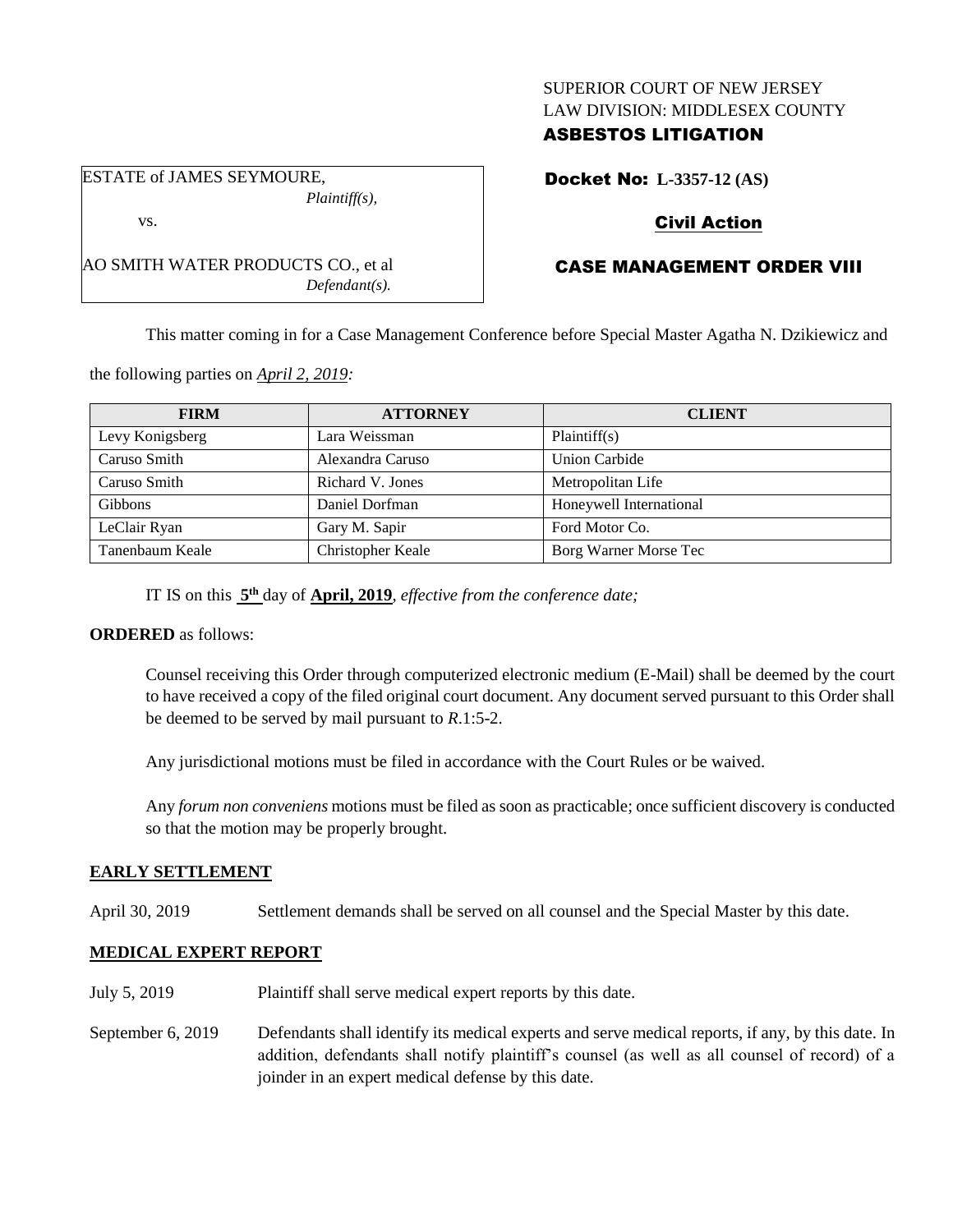SUPERIOR COURT OF NEW JERSEY
LAW DIVISION: MIDDLESEX COUNTY
**ASBESTOS LITIGATION**

ESTATE of JAMES SEYMOURE,
*Plaintiff(s),*

vs.

AO SMITH WATER PRODUCTS CO., et al
*Defendant(s).*

**Docket No: L-3357-12 (AS)**

**Civil Action**

**CASE MANAGEMENT ORDER VIII**

This matter coming in for a Case Management Conference before Special Master Agatha N. Dzikiewicz and the following parties on *April 2, 2019:*

| FIRM | ATTORNEY | CLIENT |
|---|---|---|
| Levy Konigsberg | Lara Weissman | Plaintiff(s) |
| Caruso Smith | Alexandra Caruso | Union Carbide |
| Caruso Smith | Richard V. Jones | Metropolitan Life |
| Gibbons | Daniel Dorfman | Honeywell International |
| LeClair Ryan | Gary M. Sapir | Ford Motor Co. |
| Tanenbaum Keale | Christopher Keale | Borg Warner Morse Tec |

IT IS on this **5th** day of **April, 2019**, *effective from the conference date;*

**ORDERED** as follows:

Counsel receiving this Order through computerized electronic medium (E-Mail) shall be deemed by the court to have received a copy of the filed original court document. Any document served pursuant to this Order shall be deemed to be served by mail pursuant to *R*.1:5-2.

Any jurisdictional motions must be filed in accordance with the Court Rules or be waived.

Any *forum non conveniens* motions must be filed as soon as practicable; once sufficient discovery is conducted so that the motion may be properly brought.

**EARLY SETTLEMENT**

April 30, 2019 Settlement demands shall be served on all counsel and the Special Master by this date.

**MEDICAL EXPERT REPORT**

July 5, 2019 Plaintiff shall serve medical expert reports by this date.

September 6, 2019 Defendants shall identify its medical experts and serve medical reports, if any, by this date. In addition, defendants shall notify plaintiff's counsel (as well as all counsel of record) of a joinder in an expert medical defense by this date.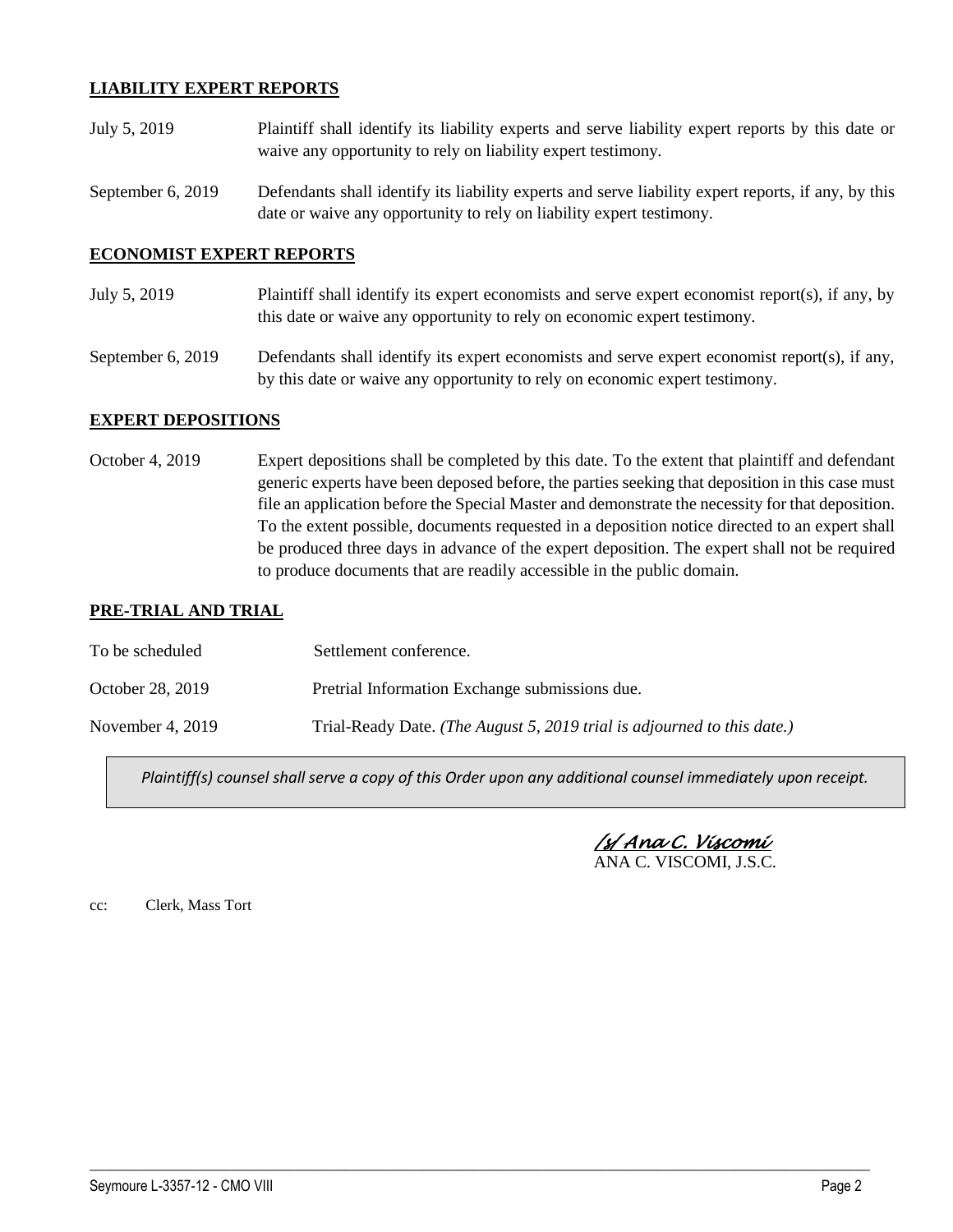## LIABILITY EXPERT REPORTS

| | |
|---|---|
| July 5, 2019 | Plaintiff shall identify its liability experts and serve liability expert reports by this date or waive any opportunity to rely on liability expert testimony. |
| September 6, 2019 | Defendants shall identify its liability experts and serve liability expert reports, if any, by this date or waive any opportunity to rely on liability expert testimony. |

## ECONOMIST EXPERT REPORTS

| | |
|---|---|
| July 5, 2019 | Plaintiff shall identify its expert economists and serve expert economist report(s), if any, by this date or waive any opportunity to rely on economic expert testimony. |
| September 6, 2019 | Defendants shall identify its expert economists and serve expert economist report(s), if any, by this date or waive any opportunity to rely on economic expert testimony. |

## EXPERT DEPOSITIONS

| | |
|---|---|
| October 4, 2019 | Expert depositions shall be completed by this date. To the extent that plaintiff and defendant generic experts have been deposed before, the parties seeking that deposition in this case must file an application before the Special Master and demonstrate the necessity for that deposition. To the extent possible, documents requested in a deposition notice directed to an expert shall be produced three days in advance of the expert deposition. The expert shall not be required to produce documents that are readily accessible in the public domain. |

## PRE-TRIAL AND TRIAL

| | |
|---|---|
| To be scheduled | Settlement conference. |
| October 28, 2019 | Pretrial Information Exchange submissions due. |
| November 4, 2019 | Trial-Ready Date. *(The August 5, 2019 trial is adjourned to this date.)* |

*Plaintiff(s) counsel shall serve a copy of this Order upon any additional counsel immediately upon receipt.*

/s/ Ana C. Viscomi
ANA C. VISCOMI, J.S.C.

cc: Clerk, Mass Tort